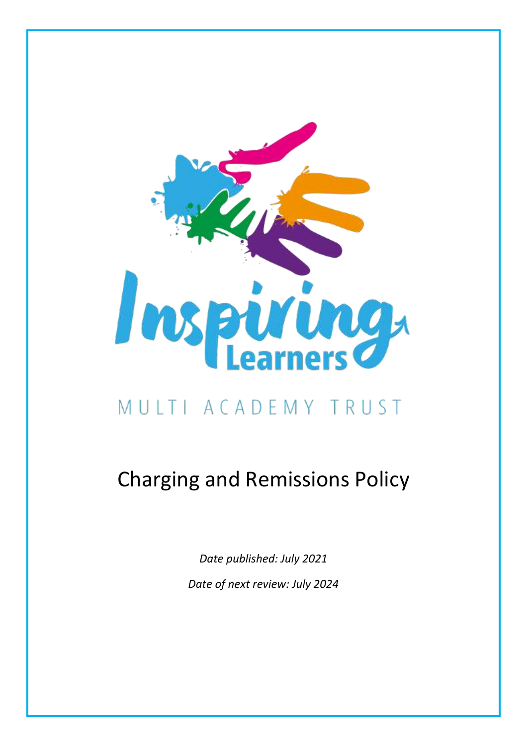Inspiring Learners

MULTI ACADEMY TRUST

# Charging and Remissions Policy

*Date published: July 2021*

*Date of next review: July 2024*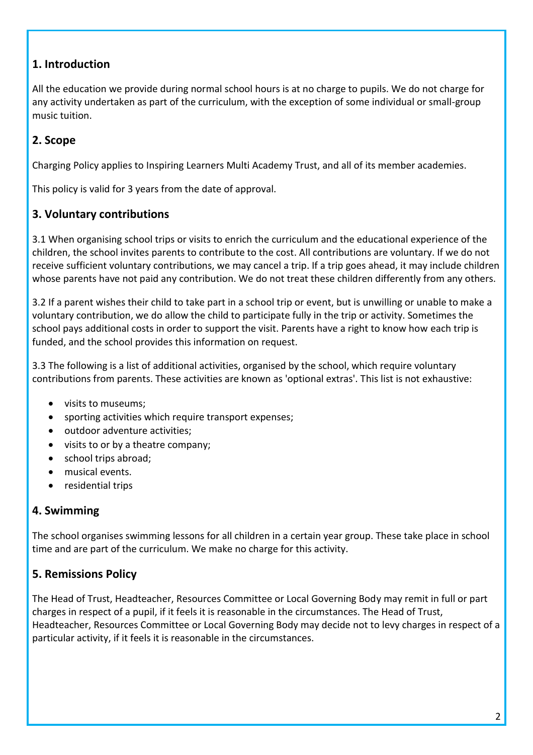## 1. Introduction

All the education we provide during normal school hours is at no charge to pupils. We do not charge for any activity undertaken as part of the curriculum, with the exception of some individual or small-group music tuition.

## 2. Scope

Charging Policy applies to Inspiring Learners Multi Academy Trust, and all of its member academies.

This policy is valid for 3 years from the date of approval.

## 3. Voluntary contributions

3.1 When organising school trips or visits to enrich the curriculum and the educational experience of the children, the school invites parents to contribute to the cost. All contributions are voluntary. If we do not receive sufficient voluntary contributions, we may cancel a trip. If a trip goes ahead, it may include children whose parents have not paid any contribution. We do not treat these children differently from any others.

3.2 If a parent wishes their child to take part in a school trip or event, but is unwilling or unable to make a voluntary contribution, we do allow the child to participate fully in the trip or activity. Sometimes the school pays additional costs in order to support the visit. Parents have a right to know how each trip is funded, and the school provides this information on request.

3.3 The following is a list of additional activities, organised by the school, which require voluntary contributions from parents. These activities are known as 'optional extras'. This list is not exhaustive:

- visits to museums;
- sporting activities which require transport expenses;
- outdoor adventure activities;
- visits to or by a theatre company;
- school trips abroad;
- musical events.
- residential trips

## 4. Swimming

The school organises swimming lessons for all children in a certain year group. These take place in school time and are part of the curriculum. We make no charge for this activity.

## 5. Remissions Policy

The Head of Trust, Headteacher, Resources Committee or Local Governing Body may remit in full or part charges in respect of a pupil, if it feels it is reasonable in the circumstances. The Head of Trust, Headteacher, Resources Committee or Local Governing Body may decide not to levy charges in respect of a particular activity, if it feels it is reasonable in the circumstances.